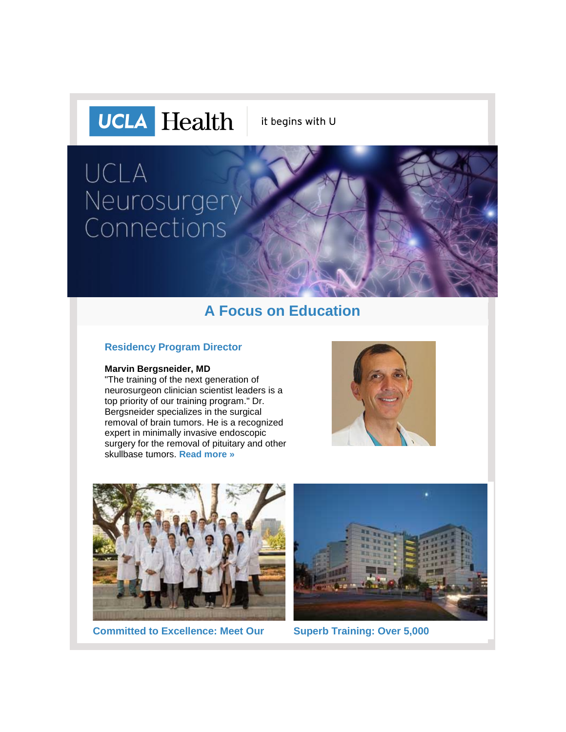UCLA Health | it begins with U

# UCLA Neurosurgery Connections

## A Focus on Education

### Residency Program Director

**Marvin Bergsneider, MD**
"The training of the next generation of neurosurgeon clinician scientist leaders is a top priority of our training program." Dr. Bergsneider specializes in the surgical removal of brain tumors. He is a recognized expert in minimally invasive endoscopic surgery for the removal of pituitary and other skullbase tumors. **Read more »**

**Committed to Excellence: Meet Our**

**Superb Training: Over 5,000**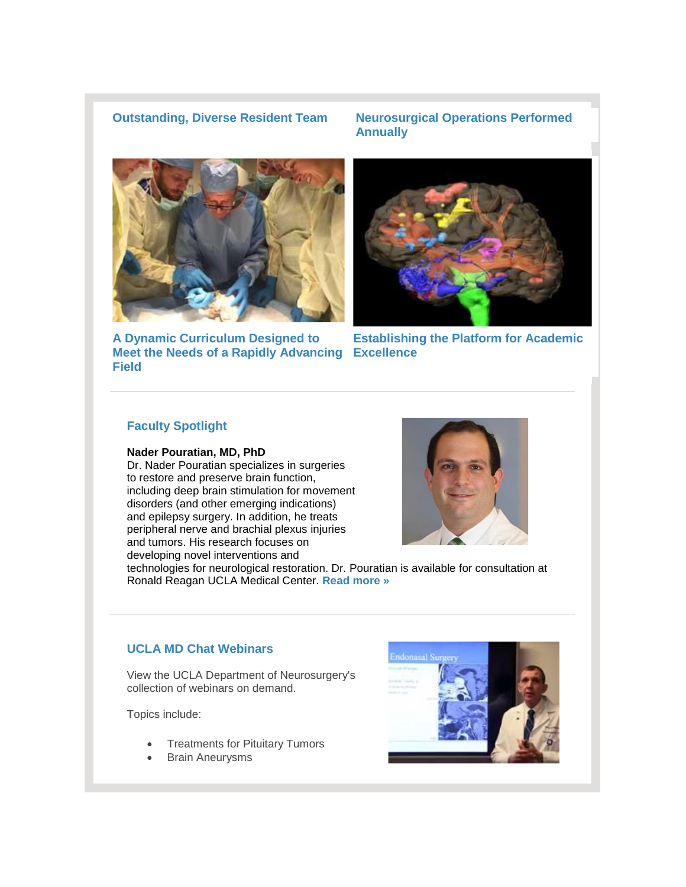### Outstanding, Diverse Resident Team

### Neurosurgical Operations Performed Annually

### A Dynamic Curriculum Designed to Meet the Needs of a Rapidly Advancing Field

### Establishing the Platform for Academic Excellence

---

## Faculty Spotlight

**Nader Pouratian, MD, PhD**
Dr. Nader Pouratian specializes in surgeries to restore and preserve brain function, including deep brain stimulation for movement disorders (and other emerging indications) and epilepsy surgery. In addition, he treats peripheral nerve and brachial plexus injuries and tumors. His research focuses on developing novel interventions and technologies for neurological restoration. Dr. Pouratian is available for consultation at Ronald Reagan UCLA Medical Center. **Read more »**

---

## UCLA MD Chat Webinars

View the UCLA Department of Neurosurgery's collection of webinars on demand.

Topics include:

- Treatments for Pituitary Tumors
- Brain Aneurysms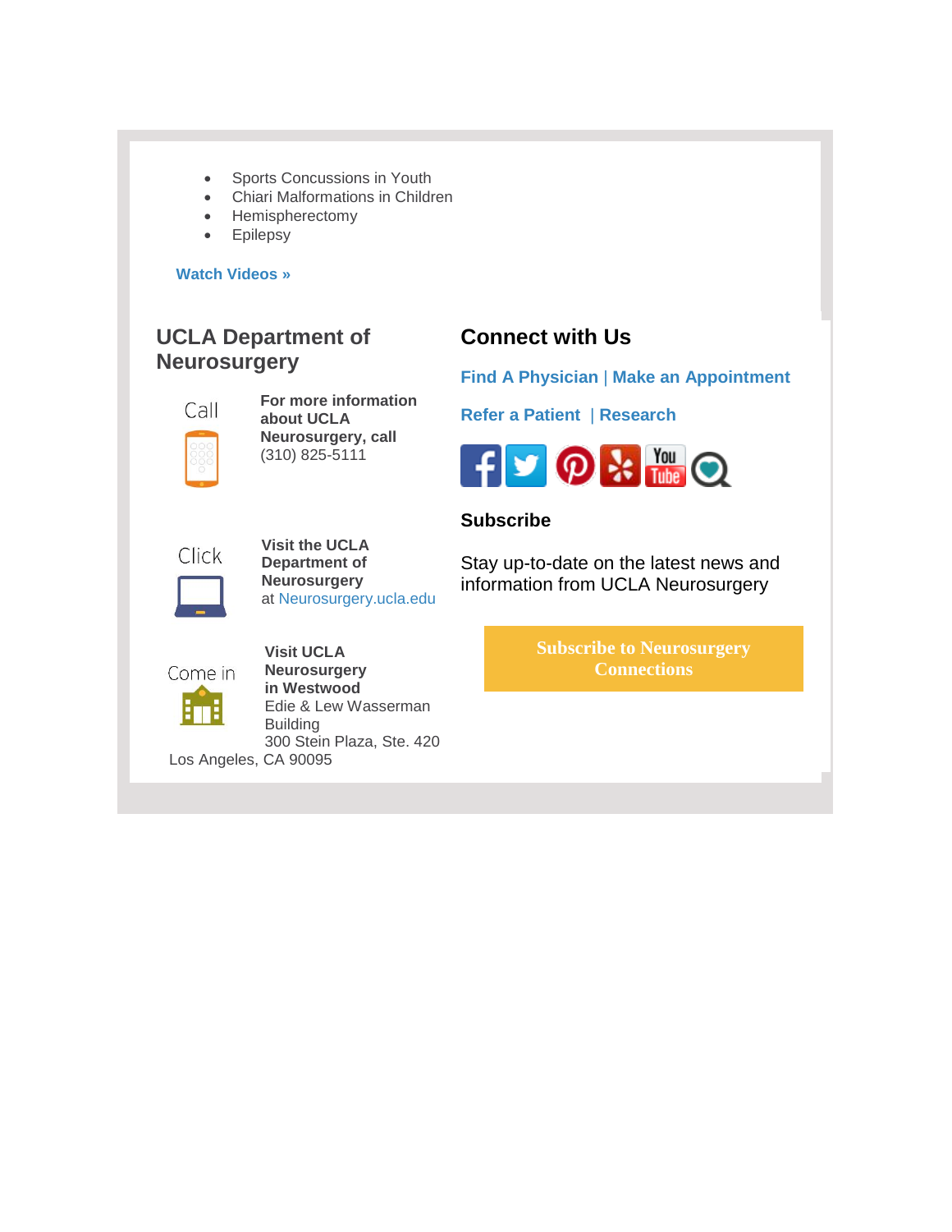- Sports Concussions in Youth
- Chiari Malformations in Children
- Hemispherectomy
- Epilepsy

**Watch Videos »**

## UCLA Department of Neurosurgery

Call

**For more information about UCLA Neurosurgery, call**
(310) 825-5111

Click

**Visit the UCLA Department of Neurosurgery**
at Neurosurgery.ucla.edu

Come in

**Visit UCLA Neurosurgery in Westwood**
Edie & Lew Wasserman Building
300 Stein Plaza, Ste. 420
Los Angeles, CA 90095

## Connect with Us

**Find A Physician** | **Make an Appointment**

**Refer a Patient** | **Research**

### Subscribe

Stay up-to-date on the latest news and information from UCLA Neurosurgery

**Subscribe to Neurosurgery Connections**